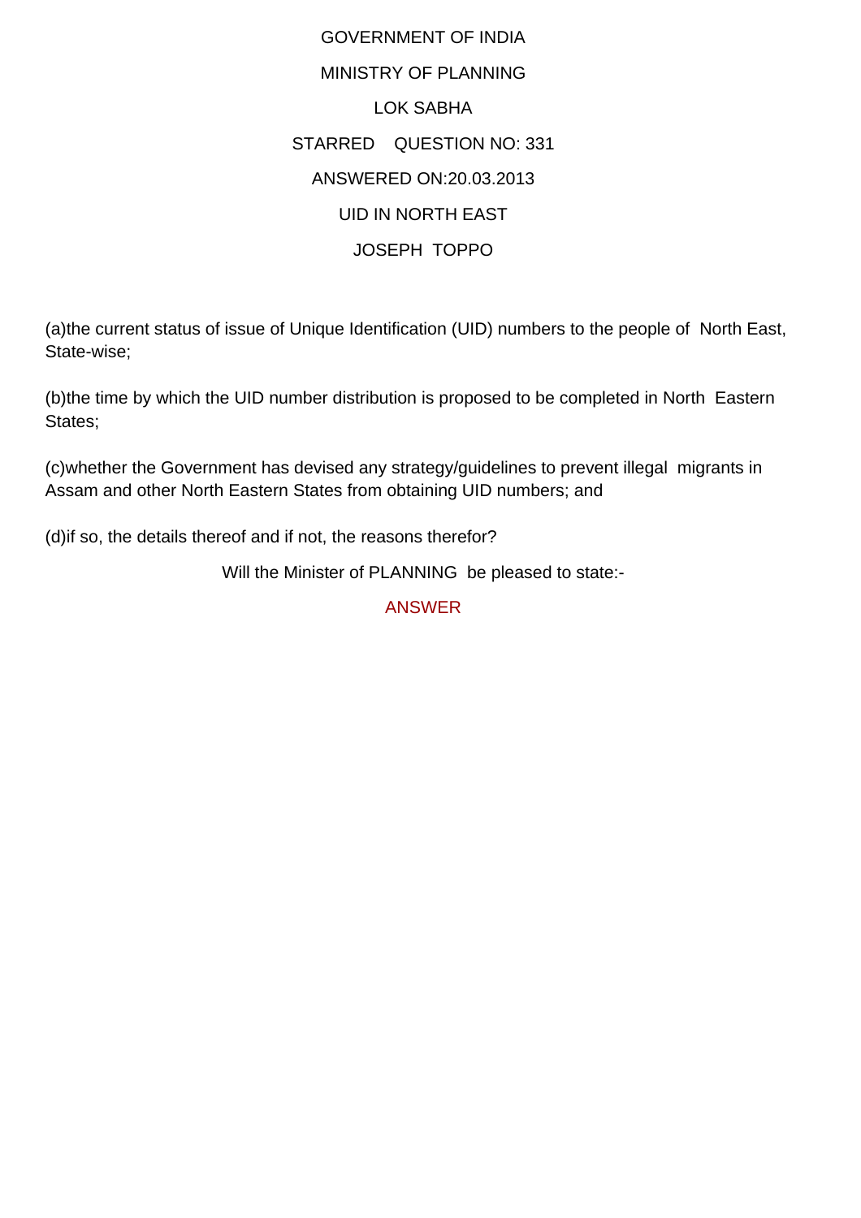GOVERNMENT OF INDIA

MINISTRY OF PLANNING

LOK SABHA

STARRED QUESTION NO: 331

ANSWERED ON:20.03.2013

UID IN NORTH EAST

JOSEPH TOPPO

(a)the current status of issue of Unique Identification (UID) numbers to the people of North East, State-wise;

(b)the time by which the UID number distribution is proposed to be completed in North Eastern States;

(c)whether the Government has devised any strategy/guidelines to prevent illegal migrants in Assam and other North Eastern States from obtaining UID numbers; and

(d)if so, the details thereof and if not, the reasons therefor?

Will the Minister of PLANNING be pleased to state:-

ANSWER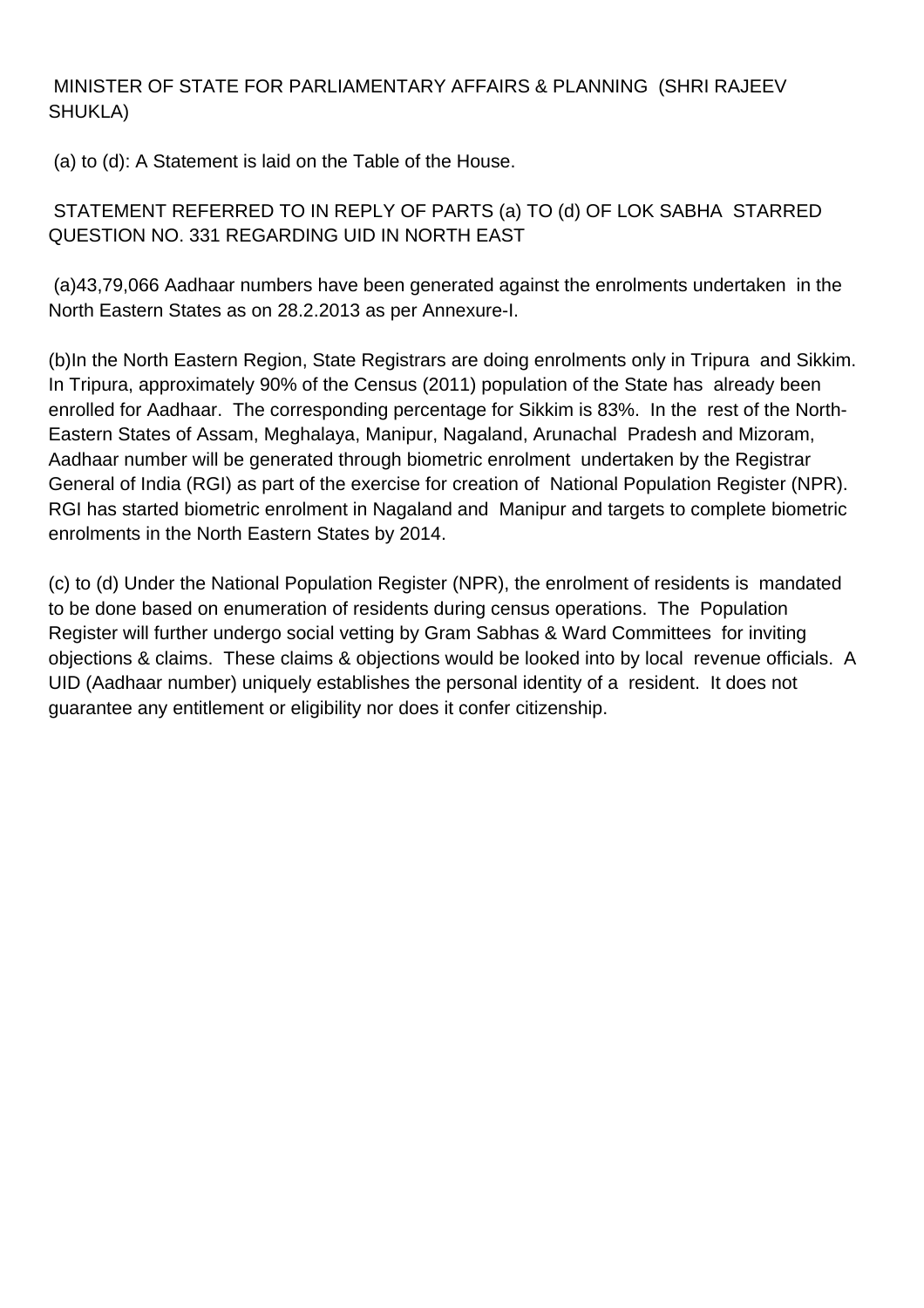MINISTER OF STATE FOR PARLIAMENTARY AFFAIRS & PLANNING (SHRI RAJEEV SHUKLA)

(a) to (d): A Statement is laid on the Table of the House.

STATEMENT REFERRED TO IN REPLY OF PARTS (a) TO (d) OF LOK SABHA STARRED QUESTION NO. 331 REGARDING UID IN NORTH EAST

(a)43,79,066 Aadhaar numbers have been generated against the enrolments undertaken in the North Eastern States as on 28.2.2013 as per Annexure-I.

(b)In the North Eastern Region, State Registrars are doing enrolments only in Tripura and Sikkim. In Tripura, approximately 90% of the Census (2011) population of the State has already been enrolled for Aadhaar. The corresponding percentage for Sikkim is 83%. In the rest of the North-Eastern States of Assam, Meghalaya, Manipur, Nagaland, Arunachal Pradesh and Mizoram, Aadhaar number will be generated through biometric enrolment undertaken by the Registrar General of India (RGI) as part of the exercise for creation of National Population Register (NPR). RGI has started biometric enrolment in Nagaland and Manipur and targets to complete biometric enrolments in the North Eastern States by 2014.

(c) to (d) Under the National Population Register (NPR), the enrolment of residents is mandated to be done based on enumeration of residents during census operations. The Population Register will further undergo social vetting by Gram Sabhas & Ward Committees for inviting objections & claims. These claims & objections would be looked into by local revenue officials. A UID (Aadhaar number) uniquely establishes the personal identity of a resident. It does not guarantee any entitlement or eligibility nor does it confer citizenship.